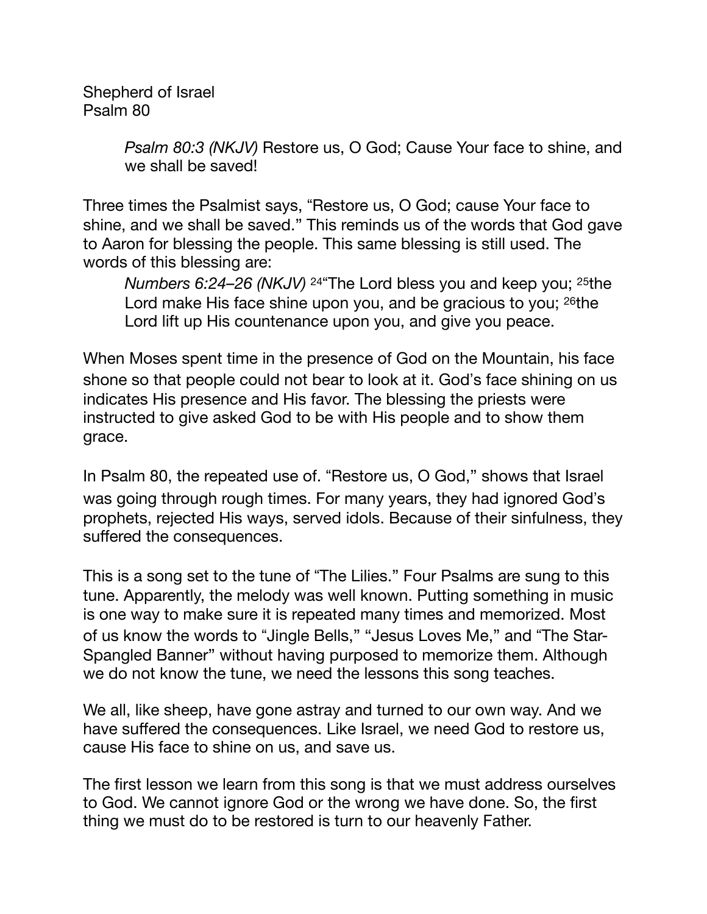Shepherd of Israel
Psalm 80

> *Psalm 80:3 (NKJV)* Restore us, O God; Cause Your face to shine, and we shall be saved!

Three times the Psalmist says, "Restore us, O God; cause Your face to shine, and we shall be saved." This reminds us of the words that God gave to Aaron for blessing the people. This same blessing is still used. The words of this blessing are:

> *Numbers 6:24–26 (NKJV)* [24]"The Lord bless you and keep you; [25]the Lord make His face shine upon you, and be gracious to you; [26]the Lord lift up His countenance upon you, and give you peace.

When Moses spent time in the presence of God on the Mountain, his face shone so that people could not bear to look at it. God's face shining on us indicates His presence and His favor. The blessing the priests were instructed to give asked God to be with His people and to show them grace.

In Psalm 80, the repeated use of. "Restore us, O God," shows that Israel was going through rough times. For many years, they had ignored God's prophets, rejected His ways, served idols. Because of their sinfulness, they suffered the consequences.

This is a song set to the tune of "The Lilies." Four Psalms are sung to this tune. Apparently, the melody was well known. Putting something in music is one way to make sure it is repeated many times and memorized. Most of us know the words to "Jingle Bells," "Jesus Loves Me," and "The Star-Spangled Banner" without having purposed to memorize them. Although we do not know the tune, we need the lessons this song teaches.

We all, like sheep, have gone astray and turned to our own way. And we have suffered the consequences. Like Israel, we need God to restore us, cause His face to shine on us, and save us.

The first lesson we learn from this song is that we must address ourselves to God. We cannot ignore God or the wrong we have done. So, the first thing we must do to be restored is turn to our heavenly Father.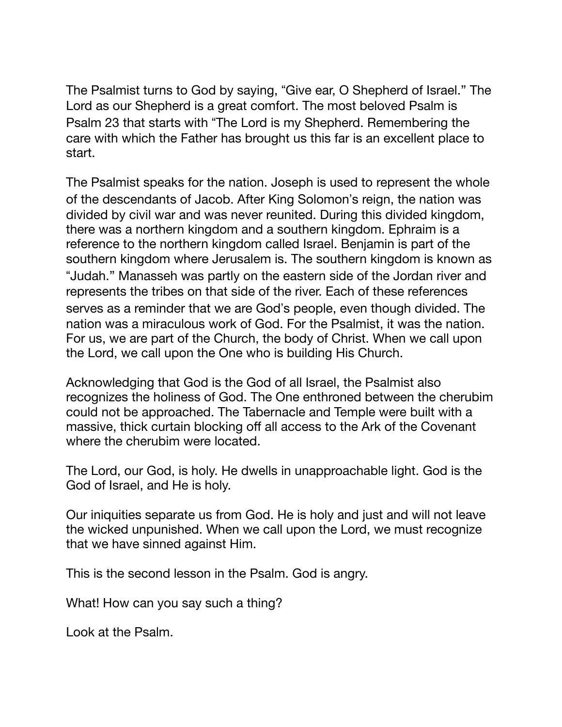The Psalmist turns to God by saying, "Give ear, O Shepherd of Israel." The Lord as our Shepherd is a great comfort. The most beloved Psalm is Psalm 23 that starts with "The Lord is my Shepherd. Remembering the care with which the Father has brought us this far is an excellent place to start.

The Psalmist speaks for the nation. Joseph is used to represent the whole of the descendants of Jacob. After King Solomon's reign, the nation was divided by civil war and was never reunited. During this divided kingdom, there was a northern kingdom and a southern kingdom. Ephraim is a reference to the northern kingdom called Israel. Benjamin is part of the southern kingdom where Jerusalem is. The southern kingdom is known as "Judah." Manasseh was partly on the eastern side of the Jordan river and represents the tribes on that side of the river. Each of these references serves as a reminder that we are God's people, even though divided. The nation was a miraculous work of God. For the Psalmist, it was the nation. For us, we are part of the Church, the body of Christ. When we call upon the Lord, we call upon the One who is building His Church.

Acknowledging that God is the God of all Israel, the Psalmist also recognizes the holiness of God. The One enthroned between the cherubim could not be approached. The Tabernacle and Temple were built with a massive, thick curtain blocking off all access to the Ark of the Covenant where the cherubim were located.

The Lord, our God, is holy. He dwells in unapproachable light. God is the God of Israel, and He is holy.

Our iniquities separate us from God. He is holy and just and will not leave the wicked unpunished. When we call upon the Lord, we must recognize that we have sinned against Him.

This is the second lesson in the Psalm. God is angry.

What! How can you say such a thing?

Look at the Psalm.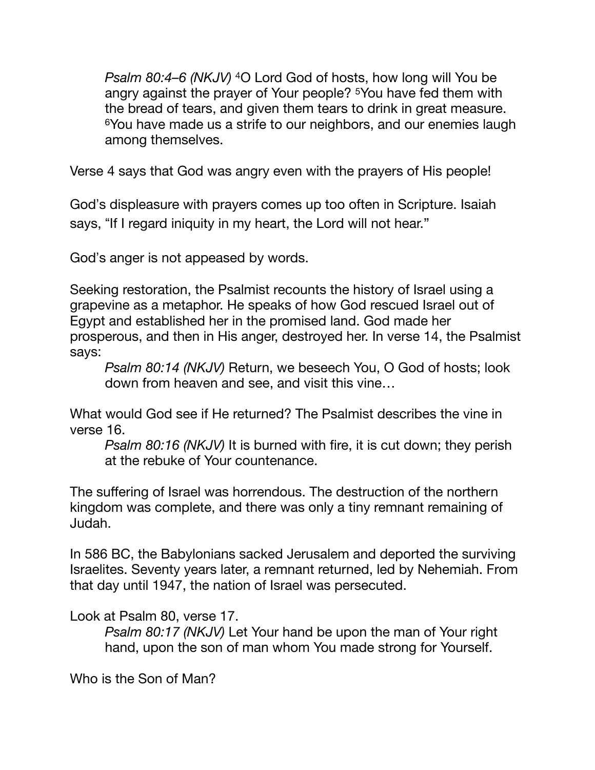*Psalm 80:4–6 (NKJV)* [4]O Lord God of hosts, how long will You be angry against the prayer of Your people? [5]You have fed them with the bread of tears, and given them tears to drink in great measure. [6]You have made us a strife to our neighbors, and our enemies laugh among themselves.

Verse 4 says that God was angry even with the prayers of His people!

God's displeasure with prayers comes up too often in Scripture. Isaiah says, "If I regard iniquity in my heart, the Lord will not hear."

God's anger is not appeased by words.

Seeking restoration, the Psalmist recounts the history of Israel using a grapevine as a metaphor. He speaks of how God rescued Israel out of Egypt and established her in the promised land. God made her prosperous, and then in His anger, destroyed her. In verse 14, the Psalmist says:

> *Psalm 80:14 (NKJV)* Return, we beseech You, O God of hosts; look down from heaven and see, and visit this vine…

What would God see if He returned? The Psalmist describes the vine in verse 16.

> *Psalm 80:16 (NKJV)* It is burned with fire, it is cut down; they perish at the rebuke of Your countenance.

The suffering of Israel was horrendous. The destruction of the northern kingdom was complete, and there was only a tiny remnant remaining of Judah.

In 586 BC, the Babylonians sacked Jerusalem and deported the surviving Israelites. Seventy years later, a remnant returned, led by Nehemiah. From that day until 1947, the nation of Israel was persecuted.

Look at Psalm 80, verse 17.

> *Psalm 80:17 (NKJV)* Let Your hand be upon the man of Your right hand, upon the son of man whom You made strong for Yourself.

Who is the Son of Man?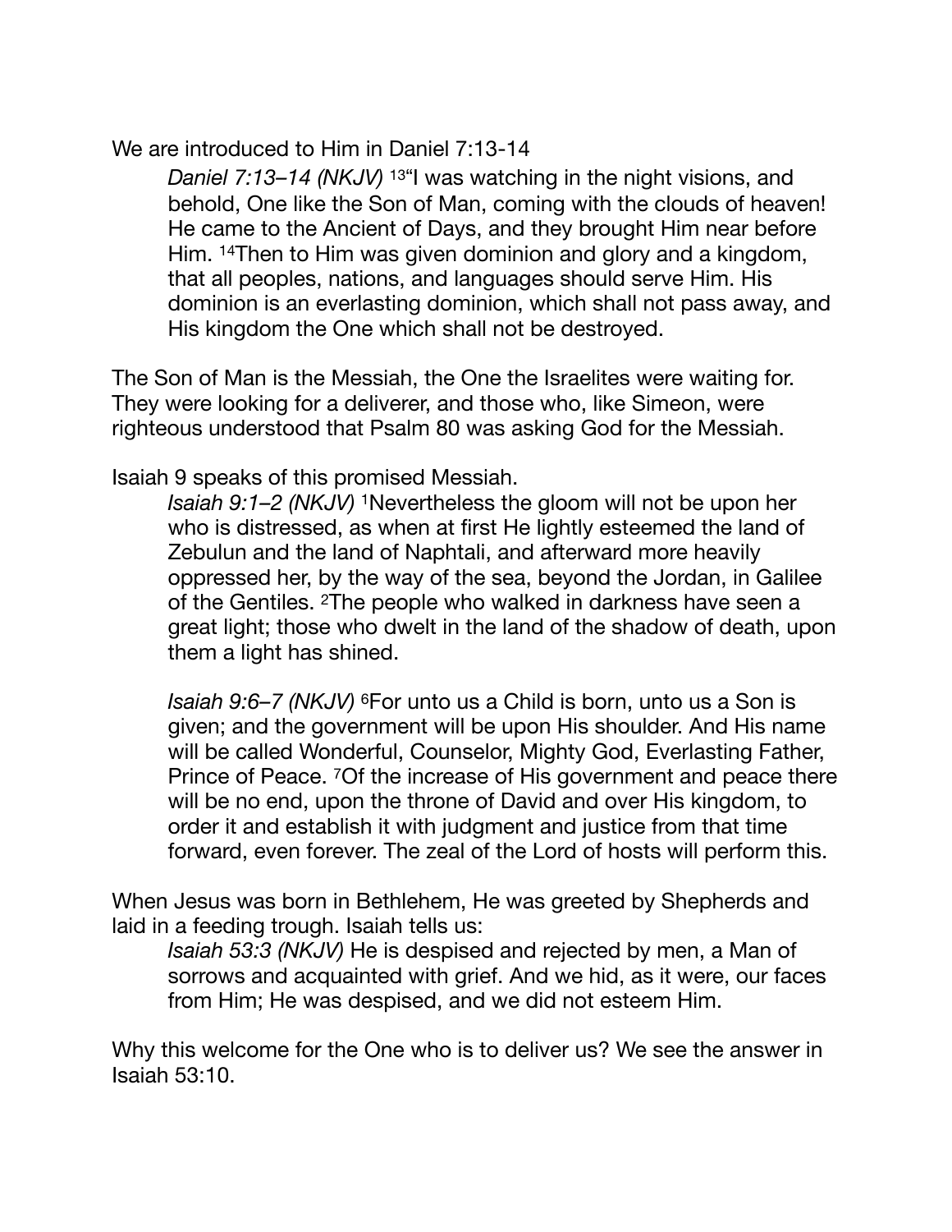We are introduced to Him in Daniel 7:13-14

> *Daniel 7:13–14 (NKJV)* [13]"I was watching in the night visions, and behold, One like the Son of Man, coming with the clouds of heaven! He came to the Ancient of Days, and they brought Him near before Him. [14]Then to Him was given dominion and glory and a kingdom, that all peoples, nations, and languages should serve Him. His dominion is an everlasting dominion, which shall not pass away, and His kingdom the One which shall not be destroyed.

The Son of Man is the Messiah, the One the Israelites were waiting for. They were looking for a deliverer, and those who, like Simeon, were righteous understood that Psalm 80 was asking God for the Messiah.

Isaiah 9 speaks of this promised Messiah.

> *Isaiah 9:1–2 (NKJV)* [1]Nevertheless the gloom will not be upon her who is distressed, as when at first He lightly esteemed the land of Zebulun and the land of Naphtali, and afterward more heavily oppressed her, by the way of the sea, beyond the Jordan, in Galilee of the Gentiles. [2]The people who walked in darkness have seen a great light; those who dwelt in the land of the shadow of death, upon them a light has shined.
>
> *Isaiah 9:6–7 (NKJV)* [6]For unto us a Child is born, unto us a Son is given; and the government will be upon His shoulder. And His name will be called Wonderful, Counselor, Mighty God, Everlasting Father, Prince of Peace. [7]Of the increase of His government and peace there will be no end, upon the throne of David and over His kingdom, to order it and establish it with judgment and justice from that time forward, even forever. The zeal of the Lord of hosts will perform this.

When Jesus was born in Bethlehem, He was greeted by Shepherds and laid in a feeding trough. Isaiah tells us:

> *Isaiah 53:3 (NKJV)* He is despised and rejected by men, a Man of sorrows and acquainted with grief. And we hid, as it were, our faces from Him; He was despised, and we did not esteem Him.

Why this welcome for the One who is to deliver us? We see the answer in Isaiah 53:10.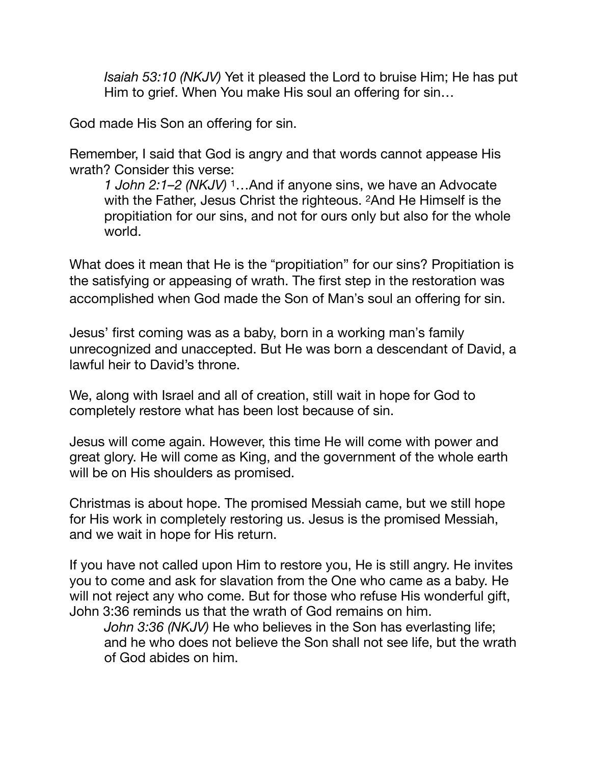*Isaiah 53:10 (NKJV)* Yet it pleased the Lord to bruise Him; He has put Him to grief. When You make His soul an offering for sin…

God made His Son an offering for sin.

Remember, I said that God is angry and that words cannot appease His wrath? Consider this verse:

*1 John 2:1–2 (NKJV)* [1]…And if anyone sins, we have an Advocate with the Father, Jesus Christ the righteous. [2]And He Himself is the propitiation for our sins, and not for ours only but also for the whole world.

What does it mean that He is the "propitiation" for our sins? Propitiation is the satisfying or appeasing of wrath. The first step in the restoration was accomplished when God made the Son of Man's soul an offering for sin.

Jesus' first coming was as a baby, born in a working man's family unrecognized and unaccepted. But He was born a descendant of David, a lawful heir to David's throne.

We, along with Israel and all of creation, still wait in hope for God to completely restore what has been lost because of sin.

Jesus will come again. However, this time He will come with power and great glory. He will come as King, and the government of the whole earth will be on His shoulders as promised.

Christmas is about hope. The promised Messiah came, but we still hope for His work in completely restoring us. Jesus is the promised Messiah, and we wait in hope for His return.

If you have not called upon Him to restore you, He is still angry. He invites you to come and ask for slavation from the One who came as a baby. He will not reject any who come. But for those who refuse His wonderful gift, John 3:36 reminds us that the wrath of God remains on him.

*John 3:36 (NKJV)* He who believes in the Son has everlasting life; and he who does not believe the Son shall not see life, but the wrath of God abides on him.